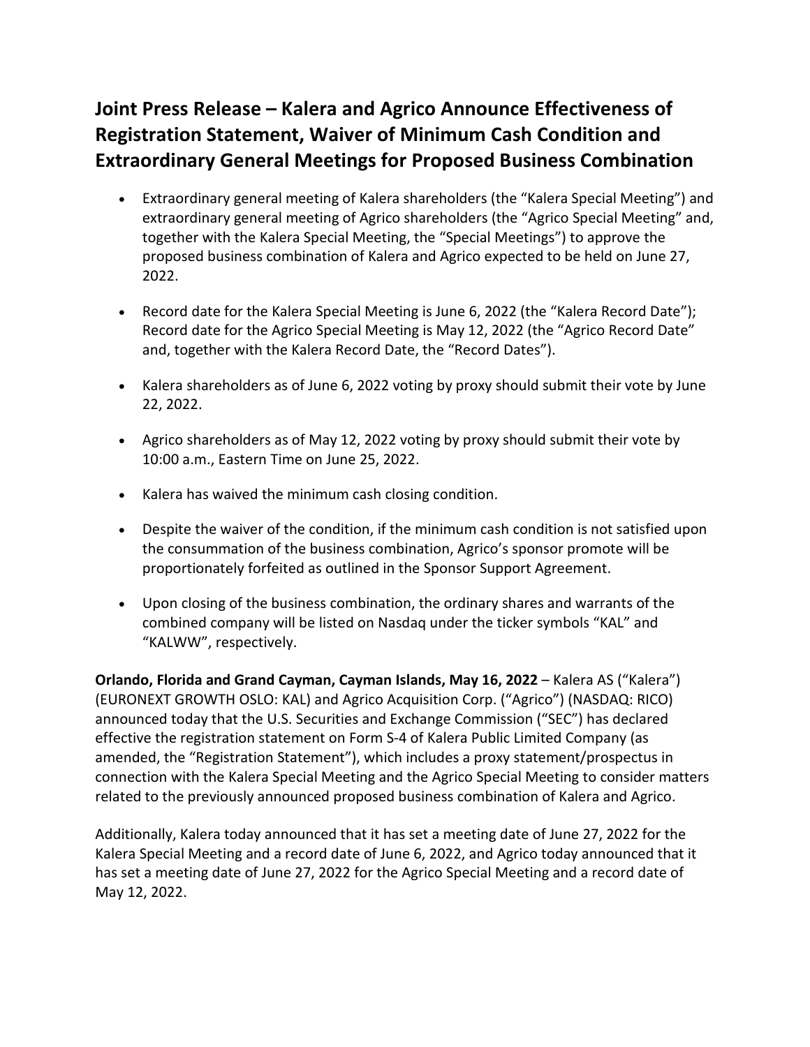# Joint Press Release – Kalera and Agrico Announce Effectiveness of Registration Statement, Waiver of Minimum Cash Condition and Extraordinary General Meetings for Proposed Business Combination

- Extraordinary general meeting of Kalera shareholders (the "Kalera Special Meeting") and extraordinary general meeting of Agrico shareholders (the "Agrico Special Meeting" and, together with the Kalera Special Meeting, the "Special Meetings") to approve the proposed business combination of Kalera and Agrico expected to be held on June 27, 2022.

- Record date for the Kalera Special Meeting is June 6, 2022 (the "Kalera Record Date"); Record date for the Agrico Special Meeting is May 12, 2022 (the "Agrico Record Date" and, together with the Kalera Record Date, the "Record Dates").

- Kalera shareholders as of June 6, 2022 voting by proxy should submit their vote by June 22, 2022.

- Agrico shareholders as of May 12, 2022 voting by proxy should submit their vote by 10:00 a.m., Eastern Time on June 25, 2022.

- Kalera has waived the minimum cash closing condition.

- Despite the waiver of the condition, if the minimum cash condition is not satisfied upon the consummation of the business combination, Agrico's sponsor promote will be proportionately forfeited as outlined in the Sponsor Support Agreement.

- Upon closing of the business combination, the ordinary shares and warrants of the combined company will be listed on Nasdaq under the ticker symbols "KAL" and "KALWW", respectively.

**Orlando, Florida and Grand Cayman, Cayman Islands, May 16, 2022** – Kalera AS ("Kalera") (EURONEXT GROWTH OSLO: KAL) and Agrico Acquisition Corp. ("Agrico") (NASDAQ: RICO) announced today that the U.S. Securities and Exchange Commission ("SEC") has declared effective the registration statement on Form S-4 of Kalera Public Limited Company (as amended, the "Registration Statement"), which includes a proxy statement/prospectus in connection with the Kalera Special Meeting and the Agrico Special Meeting to consider matters related to the previously announced proposed business combination of Kalera and Agrico.

Additionally, Kalera today announced that it has set a meeting date of June 27, 2022 for the Kalera Special Meeting and a record date of June 6, 2022, and Agrico today announced that it has set a meeting date of June 27, 2022 for the Agrico Special Meeting and a record date of May 12, 2022.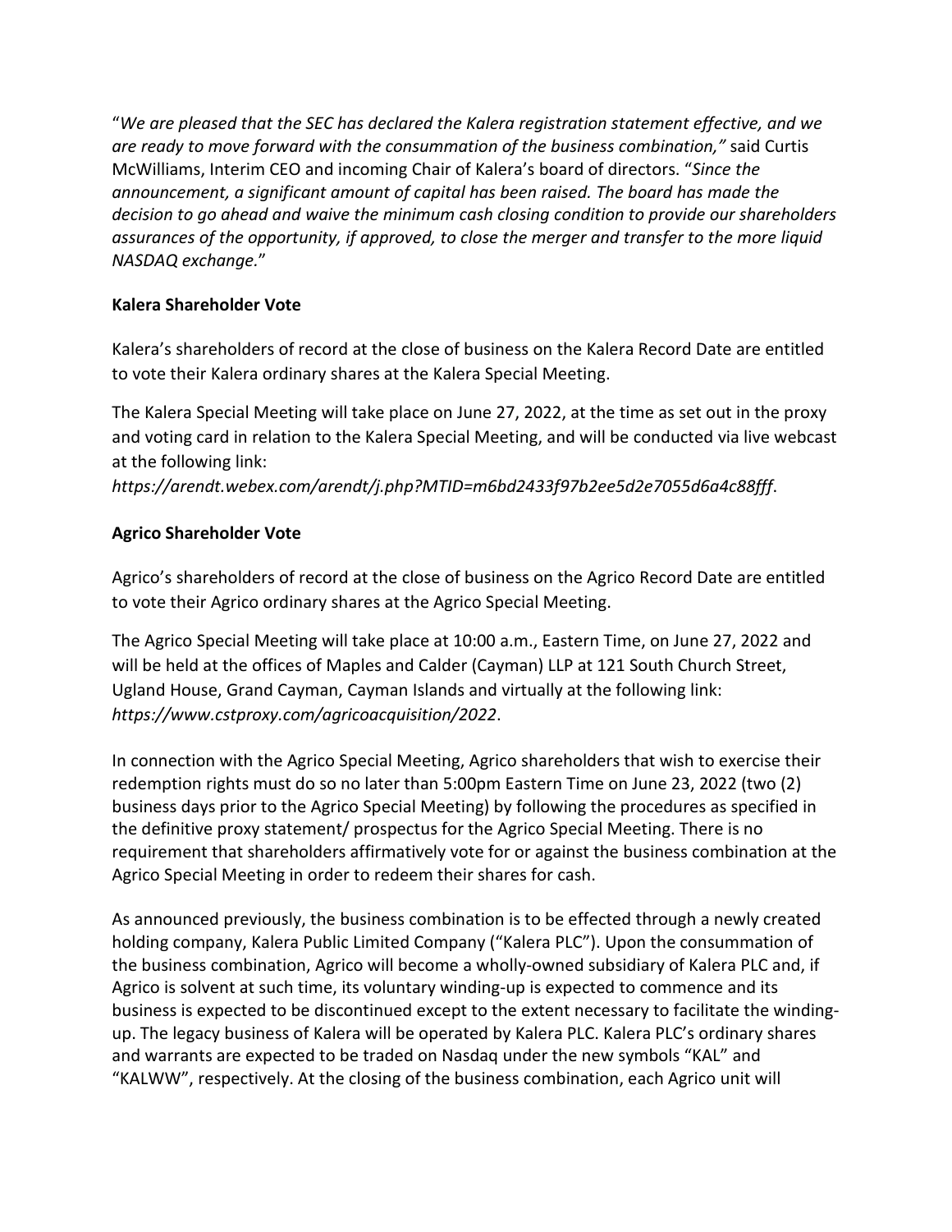"*We are pleased that the SEC has declared the Kalera registration statement effective, and we are ready to move forward with the consummation of the business combination,"* said Curtis McWilliams, Interim CEO and incoming Chair of Kalera's board of directors. "*Since the announcement, a significant amount of capital has been raised. The board has made the decision to go ahead and waive the minimum cash closing condition to provide our shareholders assurances of the opportunity, if approved, to close the merger and transfer to the more liquid NASDAQ exchange.*"

**Kalera Shareholder Vote**

Kalera's shareholders of record at the close of business on the Kalera Record Date are entitled to vote their Kalera ordinary shares at the Kalera Special Meeting.

The Kalera Special Meeting will take place on June 27, 2022, at the time as set out in the proxy and voting card in relation to the Kalera Special Meeting, and will be conducted via live webcast at the following link:
*https://arendt.webex.com/arendt/j.php?MTID=m6bd2433f97b2ee5d2e7055d6a4c88fff*.

**Agrico Shareholder Vote**

Agrico's shareholders of record at the close of business on the Agrico Record Date are entitled to vote their Agrico ordinary shares at the Agrico Special Meeting.

The Agrico Special Meeting will take place at 10:00 a.m., Eastern Time, on June 27, 2022 and will be held at the offices of Maples and Calder (Cayman) LLP at 121 South Church Street, Ugland House, Grand Cayman, Cayman Islands and virtually at the following link: *https://www.cstproxy.com/agricoacquisition/2022*.

In connection with the Agrico Special Meeting, Agrico shareholders that wish to exercise their redemption rights must do so no later than 5:00pm Eastern Time on June 23, 2022 (two (2) business days prior to the Agrico Special Meeting) by following the procedures as specified in the definitive proxy statement/ prospectus for the Agrico Special Meeting. There is no requirement that shareholders affirmatively vote for or against the business combination at the Agrico Special Meeting in order to redeem their shares for cash.

As announced previously, the business combination is to be effected through a newly created holding company, Kalera Public Limited Company ("Kalera PLC"). Upon the consummation of the business combination, Agrico will become a wholly-owned subsidiary of Kalera PLC and, if Agrico is solvent at such time, its voluntary winding-up is expected to commence and its business is expected to be discontinued except to the extent necessary to facilitate the winding-up. The legacy business of Kalera will be operated by Kalera PLC. Kalera PLC's ordinary shares and warrants are expected to be traded on Nasdaq under the new symbols "KAL" and "KALWW", respectively. At the closing of the business combination, each Agrico unit will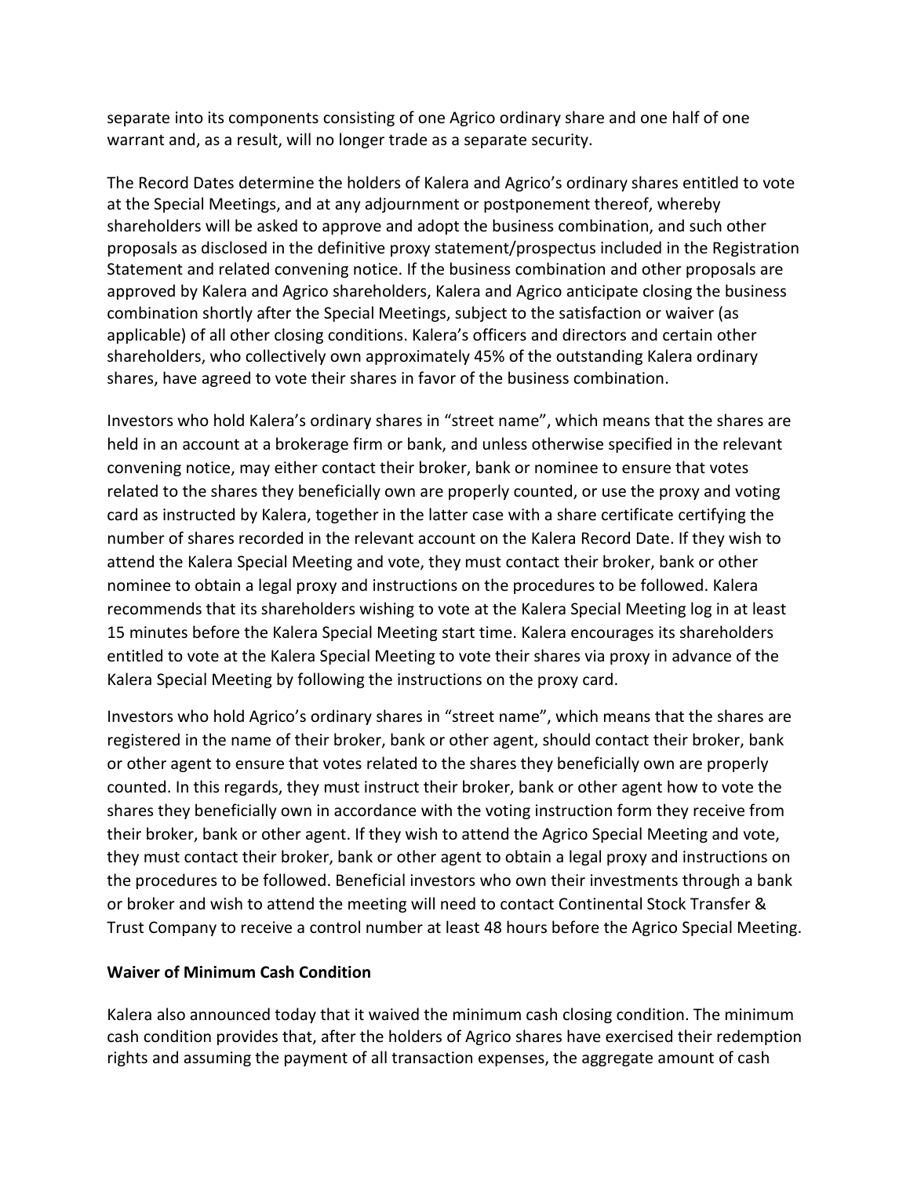separate into its components consisting of one Agrico ordinary share and one half of one warrant and, as a result, will no longer trade as a separate security.

The Record Dates determine the holders of Kalera and Agrico's ordinary shares entitled to vote at the Special Meetings, and at any adjournment or postponement thereof, whereby shareholders will be asked to approve and adopt the business combination, and such other proposals as disclosed in the definitive proxy statement/prospectus included in the Registration Statement and related convening notice. If the business combination and other proposals are approved by Kalera and Agrico shareholders, Kalera and Agrico anticipate closing the business combination shortly after the Special Meetings, subject to the satisfaction or waiver (as applicable) of all other closing conditions. Kalera's officers and directors and certain other shareholders, who collectively own approximately 45% of the outstanding Kalera ordinary shares, have agreed to vote their shares in favor of the business combination.

Investors who hold Kalera's ordinary shares in "street name", which means that the shares are held in an account at a brokerage firm or bank, and unless otherwise specified in the relevant convening notice, may either contact their broker, bank or nominee to ensure that votes related to the shares they beneficially own are properly counted, or use the proxy and voting card as instructed by Kalera, together in the latter case with a share certificate certifying the number of shares recorded in the relevant account on the Kalera Record Date. If they wish to attend the Kalera Special Meeting and vote, they must contact their broker, bank or other nominee to obtain a legal proxy and instructions on the procedures to be followed. Kalera recommends that its shareholders wishing to vote at the Kalera Special Meeting log in at least 15 minutes before the Kalera Special Meeting start time. Kalera encourages its shareholders entitled to vote at the Kalera Special Meeting to vote their shares via proxy in advance of the Kalera Special Meeting by following the instructions on the proxy card.

Investors who hold Agrico's ordinary shares in "street name", which means that the shares are registered in the name of their broker, bank or other agent, should contact their broker, bank or other agent to ensure that votes related to the shares they beneficially own are properly counted. In this regards, they must instruct their broker, bank or other agent how to vote the shares they beneficially own in accordance with the voting instruction form they receive from their broker, bank or other agent. If they wish to attend the Agrico Special Meeting and vote, they must contact their broker, bank or other agent to obtain a legal proxy and instructions on the procedures to be followed. Beneficial investors who own their investments through a bank or broker and wish to attend the meeting will need to contact Continental Stock Transfer & Trust Company to receive a control number at least 48 hours before the Agrico Special Meeting.

**Waiver of Minimum Cash Condition**

Kalera also announced today that it waived the minimum cash closing condition. The minimum cash condition provides that, after the holders of Agrico shares have exercised their redemption rights and assuming the payment of all transaction expenses, the aggregate amount of cash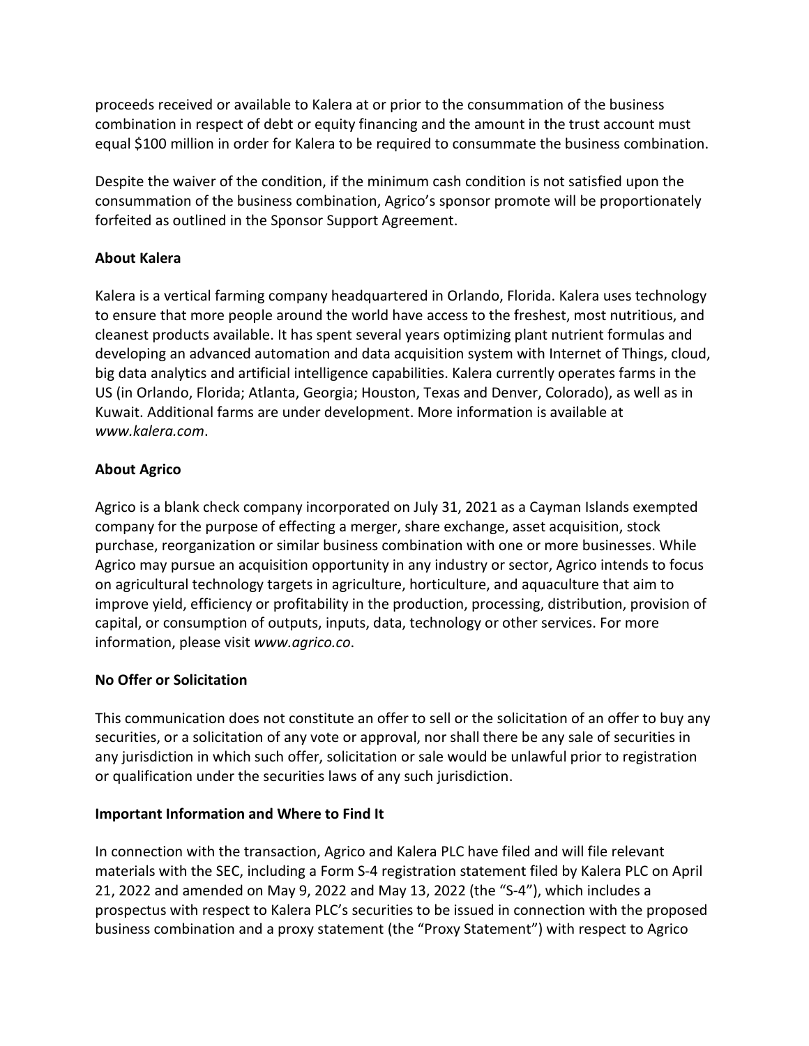proceeds received or available to Kalera at or prior to the consummation of the business combination in respect of debt or equity financing and the amount in the trust account must equal $100 million in order for Kalera to be required to consummate the business combination.

Despite the waiver of the condition, if the minimum cash condition is not satisfied upon the consummation of the business combination, Agrico's sponsor promote will be proportionately forfeited as outlined in the Sponsor Support Agreement.

**About Kalera**

Kalera is a vertical farming company headquartered in Orlando, Florida. Kalera uses technology to ensure that more people around the world have access to the freshest, most nutritious, and cleanest products available. It has spent several years optimizing plant nutrient formulas and developing an advanced automation and data acquisition system with Internet of Things, cloud, big data analytics and artificial intelligence capabilities. Kalera currently operates farms in the US (in Orlando, Florida; Atlanta, Georgia; Houston, Texas and Denver, Colorado), as well as in Kuwait. Additional farms are under development. More information is available at *www.kalera.com*.

**About Agrico**

Agrico is a blank check company incorporated on July 31, 2021 as a Cayman Islands exempted company for the purpose of effecting a merger, share exchange, asset acquisition, stock purchase, reorganization or similar business combination with one or more businesses. While Agrico may pursue an acquisition opportunity in any industry or sector, Agrico intends to focus on agricultural technology targets in agriculture, horticulture, and aquaculture that aim to improve yield, efficiency or profitability in the production, processing, distribution, provision of capital, or consumption of outputs, inputs, data, technology or other services. For more information, please visit *www.agrico.co*.

**No Offer or Solicitation**

This communication does not constitute an offer to sell or the solicitation of an offer to buy any securities, or a solicitation of any vote or approval, nor shall there be any sale of securities in any jurisdiction in which such offer, solicitation or sale would be unlawful prior to registration or qualification under the securities laws of any such jurisdiction.

**Important Information and Where to Find It**

In connection with the transaction, Agrico and Kalera PLC have filed and will file relevant materials with the SEC, including a Form S-4 registration statement filed by Kalera PLC on April 21, 2022 and amended on May 9, 2022 and May 13, 2022 (the "S-4"), which includes a prospectus with respect to Kalera PLC's securities to be issued in connection with the proposed business combination and a proxy statement (the "Proxy Statement") with respect to Agrico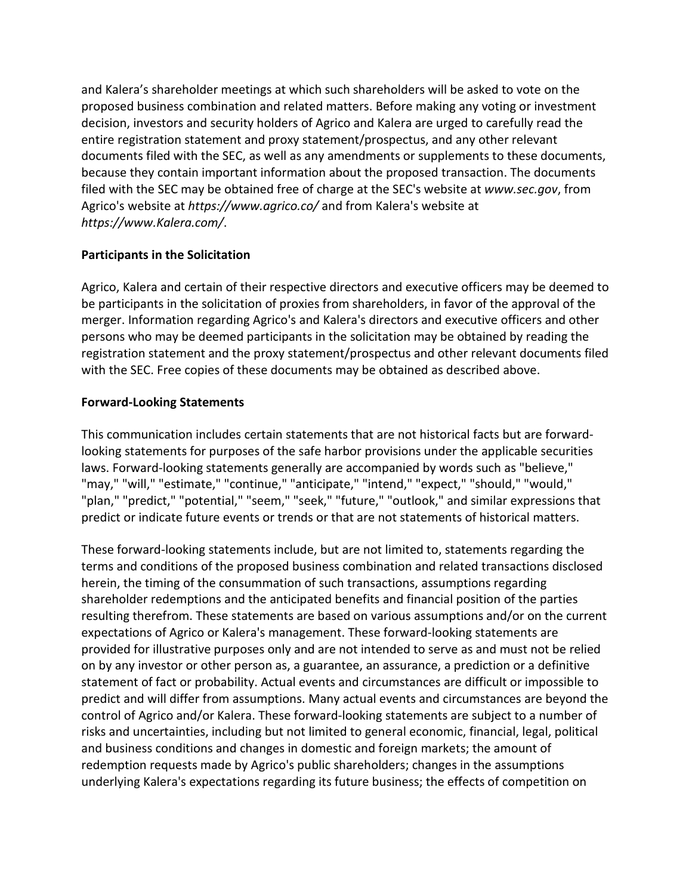and Kalera's shareholder meetings at which such shareholders will be asked to vote on the proposed business combination and related matters. Before making any voting or investment decision, investors and security holders of Agrico and Kalera are urged to carefully read the entire registration statement and proxy statement/prospectus, and any other relevant documents filed with the SEC, as well as any amendments or supplements to these documents, because they contain important information about the proposed transaction. The documents filed with the SEC may be obtained free of charge at the SEC's website at *www.sec.gov*, from Agrico's website at *https://www.agrico.co/* and from Kalera's website at *https://www.Kalera.com/*.

**Participants in the Solicitation**

Agrico, Kalera and certain of their respective directors and executive officers may be deemed to be participants in the solicitation of proxies from shareholders, in favor of the approval of the merger. Information regarding Agrico's and Kalera's directors and executive officers and other persons who may be deemed participants in the solicitation may be obtained by reading the registration statement and the proxy statement/prospectus and other relevant documents filed with the SEC. Free copies of these documents may be obtained as described above.

**Forward-Looking Statements**

This communication includes certain statements that are not historical facts but are forward-looking statements for purposes of the safe harbor provisions under the applicable securities laws. Forward-looking statements generally are accompanied by words such as "believe," "may," "will," "estimate," "continue," "anticipate," "intend," "expect," "should," "would," "plan," "predict," "potential," "seem," "seek," "future," "outlook," and similar expressions that predict or indicate future events or trends or that are not statements of historical matters.

These forward-looking statements include, but are not limited to, statements regarding the terms and conditions of the proposed business combination and related transactions disclosed herein, the timing of the consummation of such transactions, assumptions regarding shareholder redemptions and the anticipated benefits and financial position of the parties resulting therefrom. These statements are based on various assumptions and/or on the current expectations of Agrico or Kalera's management. These forward-looking statements are provided for illustrative purposes only and are not intended to serve as and must not be relied on by any investor or other person as, a guarantee, an assurance, a prediction or a definitive statement of fact or probability. Actual events and circumstances are difficult or impossible to predict and will differ from assumptions. Many actual events and circumstances are beyond the control of Agrico and/or Kalera. These forward-looking statements are subject to a number of risks and uncertainties, including but not limited to general economic, financial, legal, political and business conditions and changes in domestic and foreign markets; the amount of redemption requests made by Agrico's public shareholders; changes in the assumptions underlying Kalera's expectations regarding its future business; the effects of competition on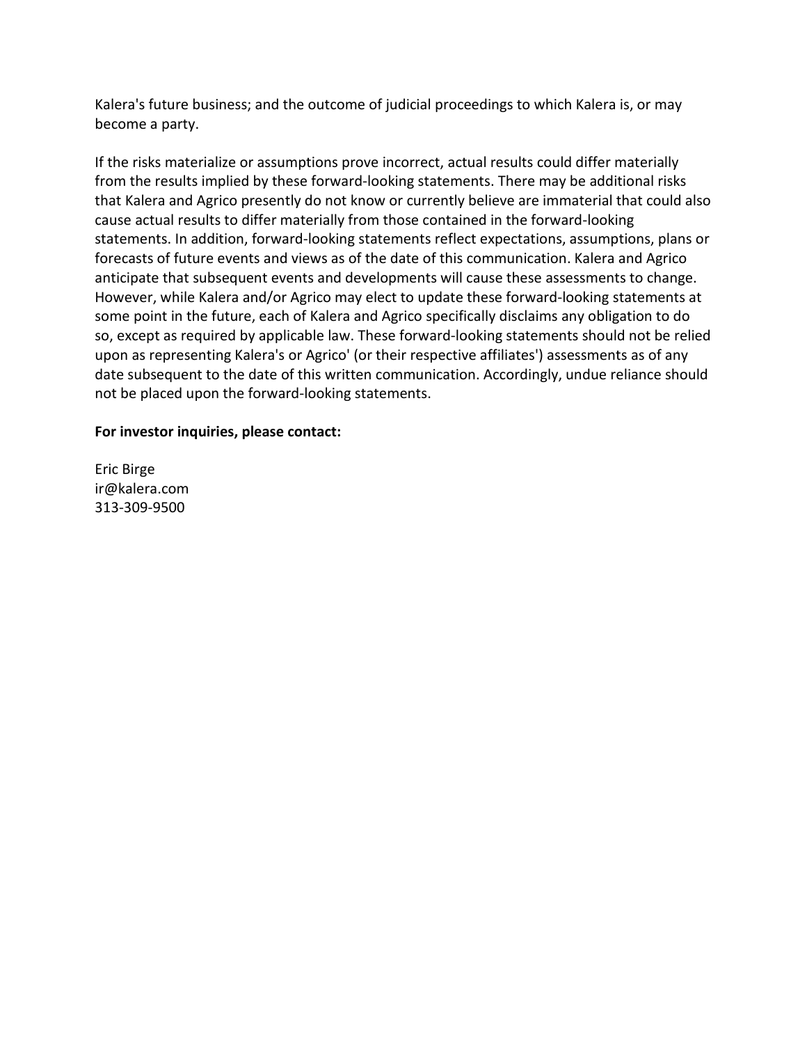Kalera's future business; and the outcome of judicial proceedings to which Kalera is, or may become a party.

If the risks materialize or assumptions prove incorrect, actual results could differ materially from the results implied by these forward-looking statements. There may be additional risks that Kalera and Agrico presently do not know or currently believe are immaterial that could also cause actual results to differ materially from those contained in the forward-looking statements. In addition, forward-looking statements reflect expectations, assumptions, plans or forecasts of future events and views as of the date of this communication. Kalera and Agrico anticipate that subsequent events and developments will cause these assessments to change. However, while Kalera and/or Agrico may elect to update these forward-looking statements at some point in the future, each of Kalera and Agrico specifically disclaims any obligation to do so, except as required by applicable law. These forward-looking statements should not be relied upon as representing Kalera's or Agrico' (or their respective affiliates') assessments as of any date subsequent to the date of this written communication. Accordingly, undue reliance should not be placed upon the forward-looking statements.

**For investor inquiries, please contact:**

Eric Birge
ir@kalera.com
313-309-9500